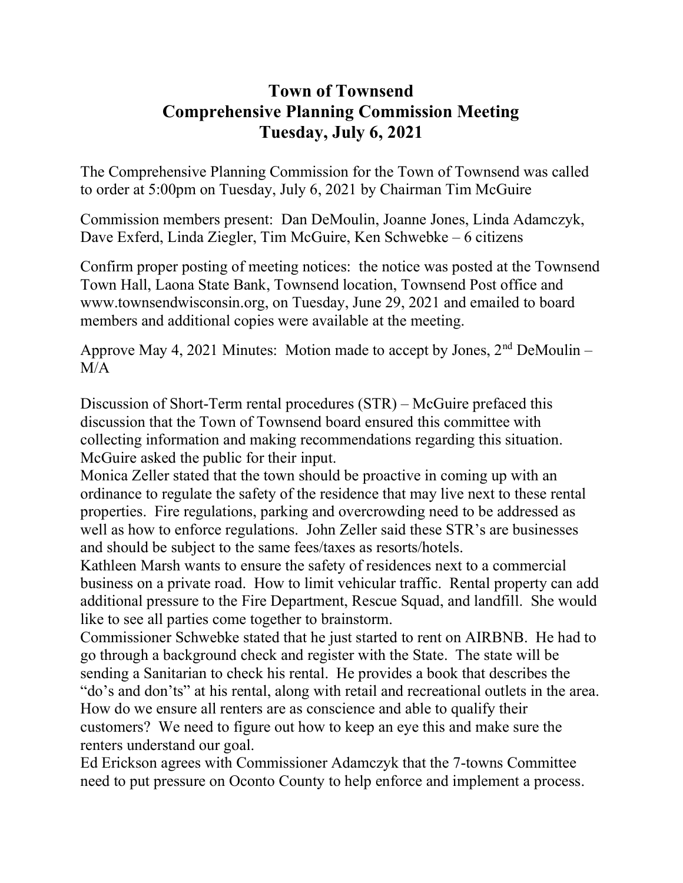# Town of Townsend
# Comprehensive Planning Commission Meeting
# Tuesday, July 6, 2021

The Comprehensive Planning Commission for the Town of Townsend was called to order at 5:00pm on Tuesday, July 6, 2021 by Chairman Tim McGuire

Commission members present: Dan DeMoulin, Joanne Jones, Linda Adamczyk, Dave Exferd, Linda Ziegler, Tim McGuire, Ken Schwebke – 6 citizens

Confirm proper posting of meeting notices: the notice was posted at the Townsend Town Hall, Laona State Bank, Townsend location, Townsend Post office and www.townsendwisconsin.org, on Tuesday, June 29, 2021 and emailed to board members and additional copies were available at the meeting.

Approve May 4, 2021 Minutes: Motion made to accept by Jones, 2nd DeMoulin – M/A

Discussion of Short-Term rental procedures (STR) – McGuire prefaced this discussion that the Town of Townsend board ensured this committee with collecting information and making recommendations regarding this situation. McGuire asked the public for their input.

Monica Zeller stated that the town should be proactive in coming up with an ordinance to regulate the safety of the residence that may live next to these rental properties. Fire regulations, parking and overcrowding need to be addressed as well as how to enforce regulations. John Zeller said these STR's are businesses and should be subject to the same fees/taxes as resorts/hotels.

Kathleen Marsh wants to ensure the safety of residences next to a commercial business on a private road. How to limit vehicular traffic. Rental property can add additional pressure to the Fire Department, Rescue Squad, and landfill. She would like to see all parties come together to brainstorm.

Commissioner Schwebke stated that he just started to rent on AIRBNB. He had to go through a background check and register with the State. The state will be sending a Sanitarian to check his rental. He provides a book that describes the "do's and don'ts" at his rental, along with retail and recreational outlets in the area. How do we ensure all renters are as conscience and able to qualify their customers? We need to figure out how to keep an eye this and make sure the renters understand our goal.

Ed Erickson agrees with Commissioner Adamczyk that the 7-towns Committee need to put pressure on Oconto County to help enforce and implement a process.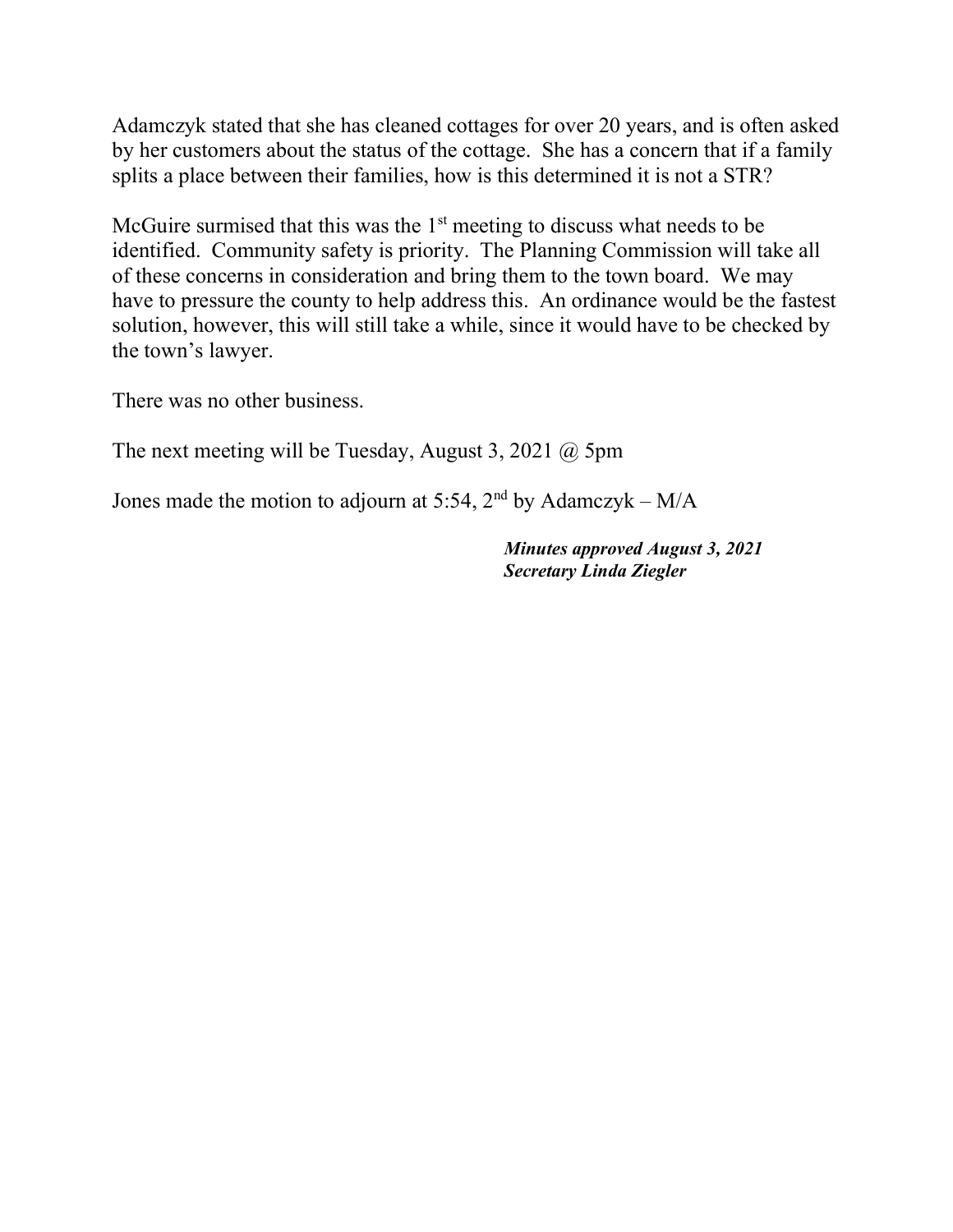Adamczyk stated that she has cleaned cottages for over 20 years, and is often asked by her customers about the status of the cottage. She has a concern that if a family splits a place between their families, how is this determined it is not a STR?

McGuire surmised that this was the 1st meeting to discuss what needs to be identified. Community safety is priority. The Planning Commission will take all of these concerns in consideration and bring them to the town board. We may have to pressure the county to help address this. An ordinance would be the fastest solution, however, this will still take a while, since it would have to be checked by the town's lawyer.

There was no other business.

The next meeting will be Tuesday, August 3, 2021 @ 5pm

Jones made the motion to adjourn at 5:54, 2nd by Adamczyk – M/A

***Minutes approved August 3, 2021***
***Secretary Linda Ziegler***